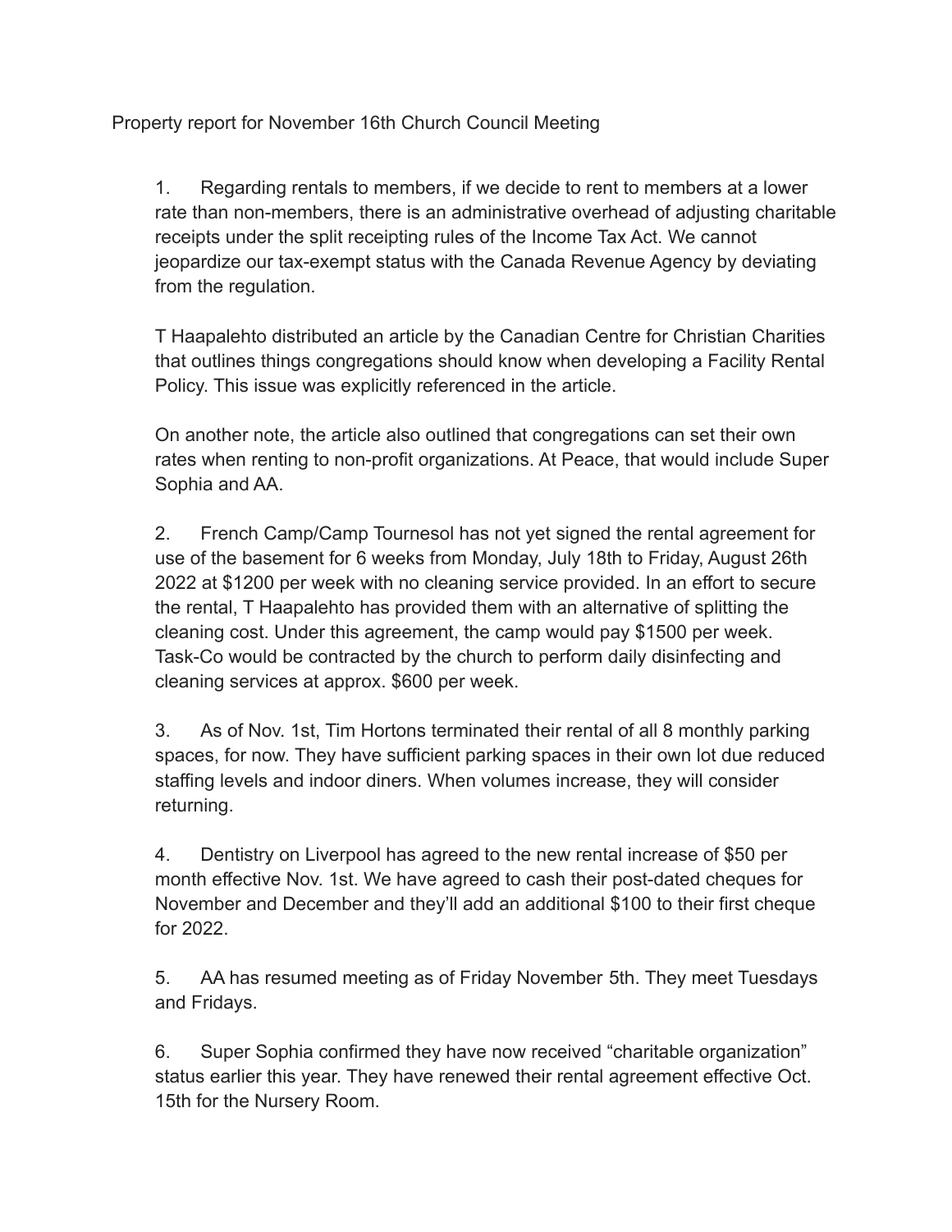Property report for November 16th Church Council Meeting

1. Regarding rentals to members, if we decide to rent to members at a lower rate than non-members, there is an administrative overhead of adjusting charitable receipts under the split receipting rules of the Income Tax Act. We cannot jeopardize our tax-exempt status with the Canada Revenue Agency by deviating from the regulation.

   T Haapalehto distributed an article by the Canadian Centre for Christian Charities that outlines things congregations should know when developing a Facility Rental Policy. This issue was explicitly referenced in the article.

   On another note, the article also outlined that congregations can set their own rates when renting to non-profit organizations. At Peace, that would include Super Sophia and AA.

2. French Camp/Camp Tournesol has not yet signed the rental agreement for use of the basement for 6 weeks from Monday, July 18th to Friday, August 26th 2022 at $1200 per week with no cleaning service provided. In an effort to secure the rental, T Haapalehto has provided them with an alternative of splitting the cleaning cost. Under this agreement, the camp would pay $1500 per week. Task-Co would be contracted by the church to perform daily disinfecting and cleaning services at approx. $600 per week.

3. As of Nov. 1st, Tim Hortons terminated their rental of all 8 monthly parking spaces, for now. They have sufficient parking spaces in their own lot due reduced staffing levels and indoor diners. When volumes increase, they will consider returning.

4. Dentistry on Liverpool has agreed to the new rental increase of $50 per month effective Nov. 1st. We have agreed to cash their post-dated cheques for November and December and they'll add an additional $100 to their first cheque for 2022.

5. AA has resumed meeting as of Friday November 5th. They meet Tuesdays and Fridays.

6. Super Sophia confirmed they have now received "charitable organization" status earlier this year. They have renewed their rental agreement effective Oct. 15th for the Nursery Room.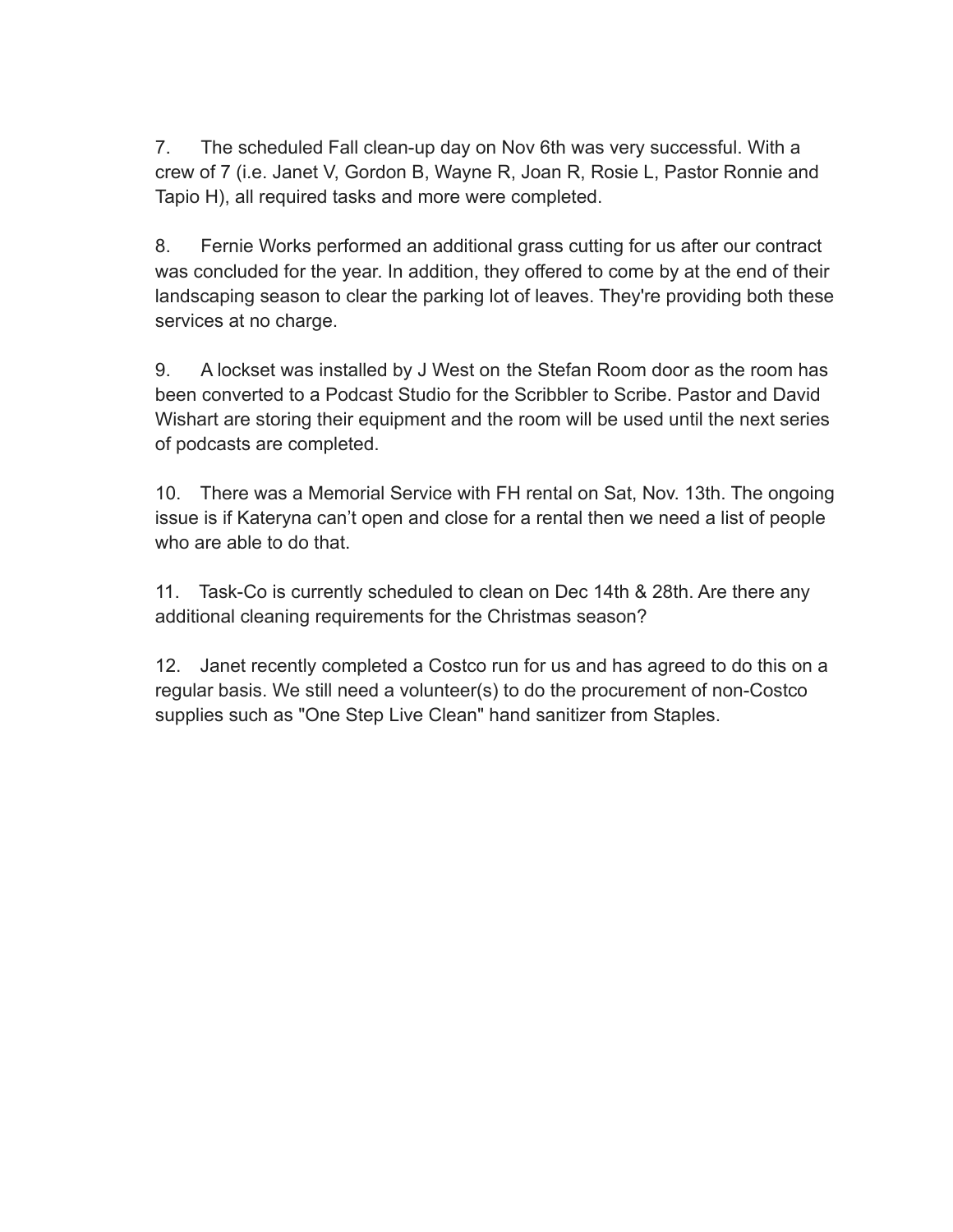7. The scheduled Fall clean-up day on Nov 6th was very successful. With a crew of 7 (i.e. Janet V, Gordon B, Wayne R, Joan R, Rosie L, Pastor Ronnie and Tapio H), all required tasks and more were completed.

8. Fernie Works performed an additional grass cutting for us after our contract was concluded for the year. In addition, they offered to come by at the end of their landscaping season to clear the parking lot of leaves. They're providing both these services at no charge.

9. A lockset was installed by J West on the Stefan Room door as the room has been converted to a Podcast Studio for the Scribbler to Scribe. Pastor and David Wishart are storing their equipment and the room will be used until the next series of podcasts are completed.

10. There was a Memorial Service with FH rental on Sat, Nov. 13th. The ongoing issue is if Kateryna can't open and close for a rental then we need a list of people who are able to do that.

11. Task-Co is currently scheduled to clean on Dec 14th & 28th. Are there any additional cleaning requirements for the Christmas season?

12. Janet recently completed a Costco run for us and has agreed to do this on a regular basis. We still need a volunteer(s) to do the procurement of non-Costco supplies such as "One Step Live Clean" hand sanitizer from Staples.